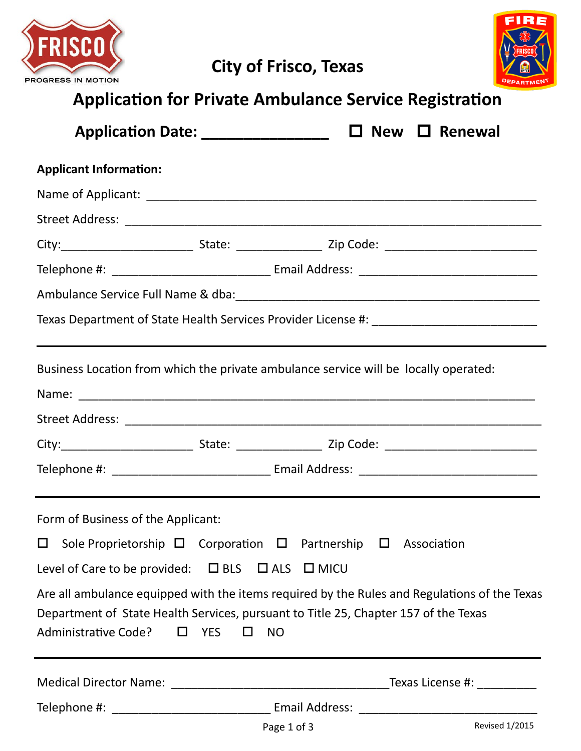FRISCO
PROGRESS IN MOTION

# City of Frisco, Texas

FIRE FRISCO DEPARTMENT

## Application for Private Ambulance Service Registration

**Application Date: ________________ ☐ New ☐ Renewal**

**Applicant Information:**

Name of Applicant: ____________________________________________________________

Street Address: ________________________________________________________________

City:____________________ State: _____________ Zip Code: _______________________

Telephone #: ________________________ Email Address: ___________________________

Ambulance Service Full Name & dba:______________________________________________

Texas Department of State Health Services Provider License #: _______________________

---

Business Location from which the private ambulance service will be locally operated:

Name: _________________________________________________________________

Street Address: ________________________________________________________________

City:____________________ State: _____________ Zip Code: _______________________

Telephone #: ________________________ Email Address: ___________________________

---

Form of Business of the Applicant:

☐ Sole Proprietorship ☐ Corporation ☐ Partnership ☐ Association

Level of Care to be provided: ☐ BLS ☐ ALS ☐ MICU

Are all ambulance equipped with the items required by the Rules and Regulations of the Texas Department of State Health Services, pursuant to Title 25, Chapter 157 of the Texas Administrative Code? ☐ YES ☐ NO

---

Medical Director Name: _________________________________Texas License #: _________

Telephone #: ________________________ Email Address: ___________________________

Revised 1/2015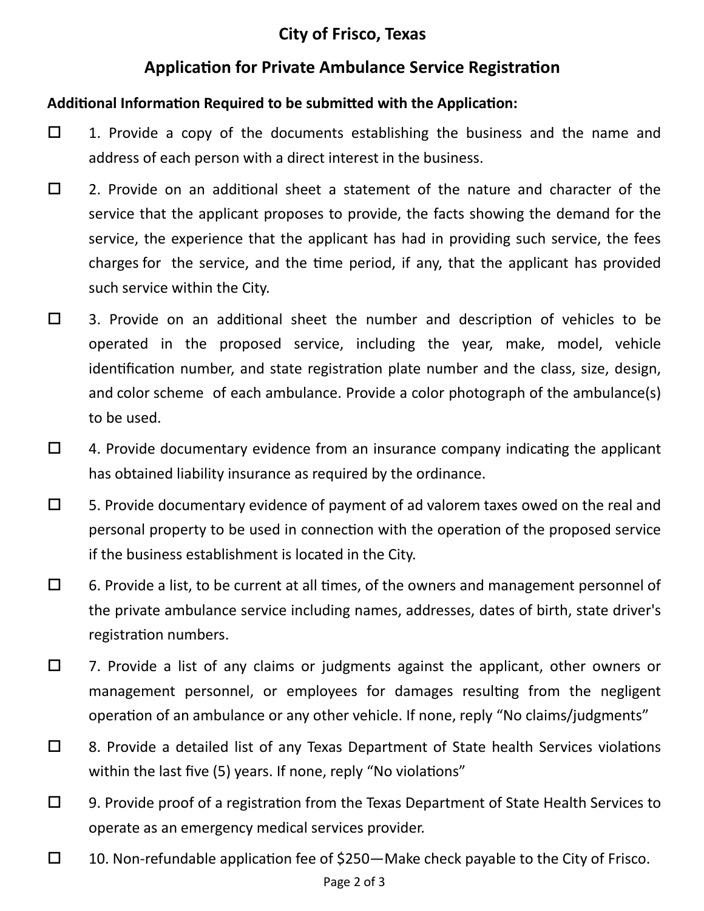# City of Frisco, Texas

## Application for Private Ambulance Service Registration

**Additional Information Required to be submitted with the Application:**

- ☐ 1. Provide a copy of the documents establishing the business and the name and address of each person with a direct interest in the business.

- ☐ 2. Provide on an additional sheet a statement of the nature and character of the service that the applicant proposes to provide, the facts showing the demand for the service, the experience that the applicant has had in providing such service, the fees charges for the service, and the time period, if any, that the applicant has provided such service within the City.

- ☐ 3. Provide on an additional sheet the number and description of vehicles to be operated in the proposed service, including the year, make, model, vehicle identification number, and state registration plate number and the class, size, design, and color scheme of each ambulance. Provide a color photograph of the ambulance(s) to be used.

- ☐ 4. Provide documentary evidence from an insurance company indicating the applicant has obtained liability insurance as required by the ordinance.

- ☐ 5. Provide documentary evidence of payment of ad valorem taxes owed on the real and personal property to be used in connection with the operation of the proposed service if the business establishment is located in the City.

- ☐ 6. Provide a list, to be current at all times, of the owners and management personnel of the private ambulance service including names, addresses, dates of birth, state driver's registration numbers.

- ☐ 7. Provide a list of any claims or judgments against the applicant, other owners or management personnel, or employees for damages resulting from the negligent operation of an ambulance or any other vehicle. If none, reply "No claims/judgments"

- ☐ 8. Provide a detailed list of any Texas Department of State health Services violations within the last five (5) years. If none, reply "No violations"

- ☐ 9. Provide proof of a registration from the Texas Department of State Health Services to operate as an emergency medical services provider.

- ☐ 10. Non-refundable application fee of $250—Make check payable to the City of Frisco.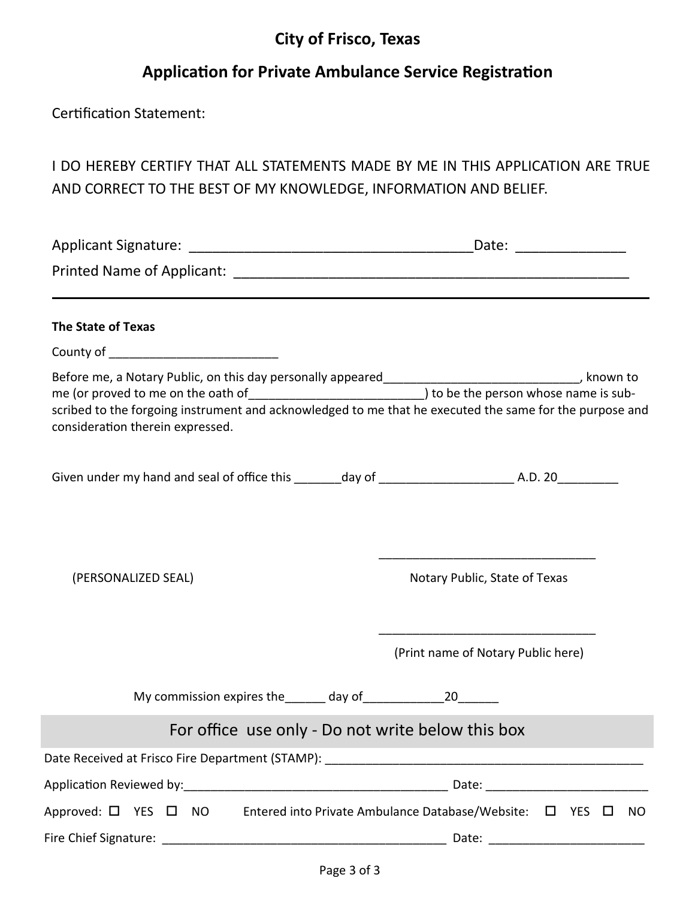# City of Frisco, Texas

## Application for Private Ambulance Service Registration

Certification Statement:

I DO HEREBY CERTIFY THAT ALL STATEMENTS MADE BY ME IN THIS APPLICATION ARE TRUE AND CORRECT TO THE BEST OF MY KNOWLEDGE, INFORMATION AND BELIEF.

Applicant Signature: ____________________________________Date: _____________

Printed Name of Applicant: ____________________________________________________

---

**The State of Texas**

County of _________________________

Before me, a Notary Public, on this day personally appeared_____________________________, known to me (or proved to me on the oath of_________________________) to be the person whose name is subscribed to the forgoing instrument and acknowledged to me that he executed the same for the purpose and consideration therein expressed.

Given under my hand and seal of office this _______day of ____________________ A.D. 20_________

(PERSONALIZED SEAL)

________________________________
Notary Public, State of Texas

________________________________
(Print name of Notary Public here)

My commission expires the______ day of____________20______

For office use only - Do not write below this box

Date Received at Frisco Fire Department (STAMP): _______________________________________________

Application Reviewed by:________________________________________ Date: ________________________

Approved: ☐ YES ☐ NO    Entered into Private Ambulance Database/Website: ☐ YES ☐ NO

Fire Chief Signature: ____________________________________________ Date: ______________________